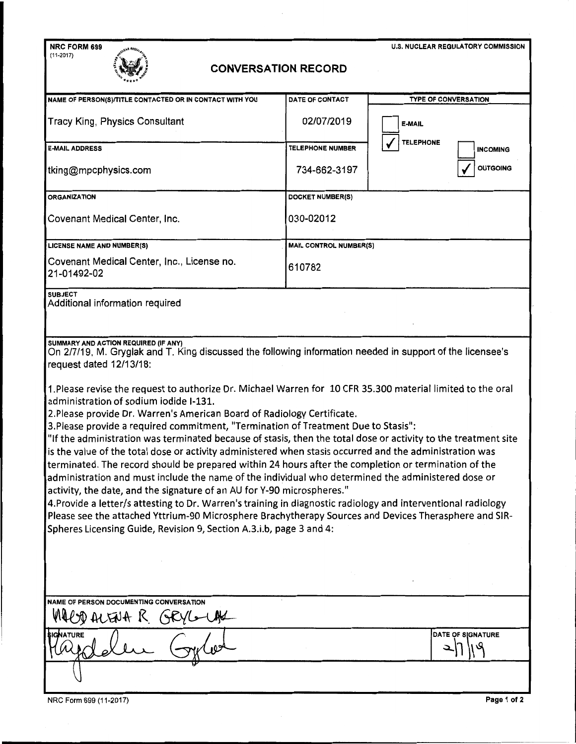NRC FORM 699
(11-2017)

U.S. NUCLEAR REGULATORY COMMISSION

# CONVERSATION RECORD

| NAME OF PERSON(S)/TITLE CONTACTED OR IN CONTACT WITH YOU | DATE OF CONTACT | TYPE OF CONVERSATION |
|---|---|---|
| Tracy King, Physics Consultant | 02/07/2019 | ☐ E-MAIL<br>☑ TELEPHONE ☐ INCOMING ☑ OUTGOING |
| **E-MAIL ADDRESS** | **TELEPHONE NUMBER** | |
| tking@mpcphysics.com | 734-662-3197 | |
| **ORGANIZATION** | **DOCKET NUMBER(S)** | |
| Covenant Medical Center, Inc. | 030-02012 | |
| **LICENSE NAME AND NUMBER(S)** | **MAIL CONTROL NUMBER(S)** | |
| Covenant Medical Center, Inc., License no. 21-01492-02 | 610782 | |

**SUBJECT**

Additional information required

**SUMMARY AND ACTION REQUIRED (IF ANY)**

On 2/7/19, M. Gryglak and T. King discussed the following information needed in support of the licensee's request dated 12/13/18:

1. Please revise the request to authorize Dr. Michael Warren for 10 CFR 35.300 material limited to the oral administration of sodium iodide I-131.
2. Please provide Dr. Warren's American Board of Radiology Certificate.
3. Please provide a required commitment, "Termination of Treatment Due to Stasis":
"If the administration was terminated because of stasis, then the total dose or activity to the treatment site is the value of the total dose or activity administered when stasis occurred and the administration was terminated. The record should be prepared within 24 hours after the completion or termination of the administration and must include the name of the individual who determined the administered dose or activity, the date, and the signature of an AU for Y-90 microspheres."
4. Provide a letter/s attesting to Dr. Warren's training in diagnostic radiology and interventional radiology Please see the attached Yttrium-90 Microsphere Brachytherapy Sources and Devices Therasphere and SIR-Spheres Licensing Guide, Revision 9, Section A.3.i.b, page 3 and 4:

**NAME OF PERSON DOCUMENTING CONVERSATION**

MAGDALENA R. GRYGLAK

**SIGNATURE**

Magdalena Gryglak

**DATE OF SIGNATURE**

2/7/19

NRC Form 699 (11-2017)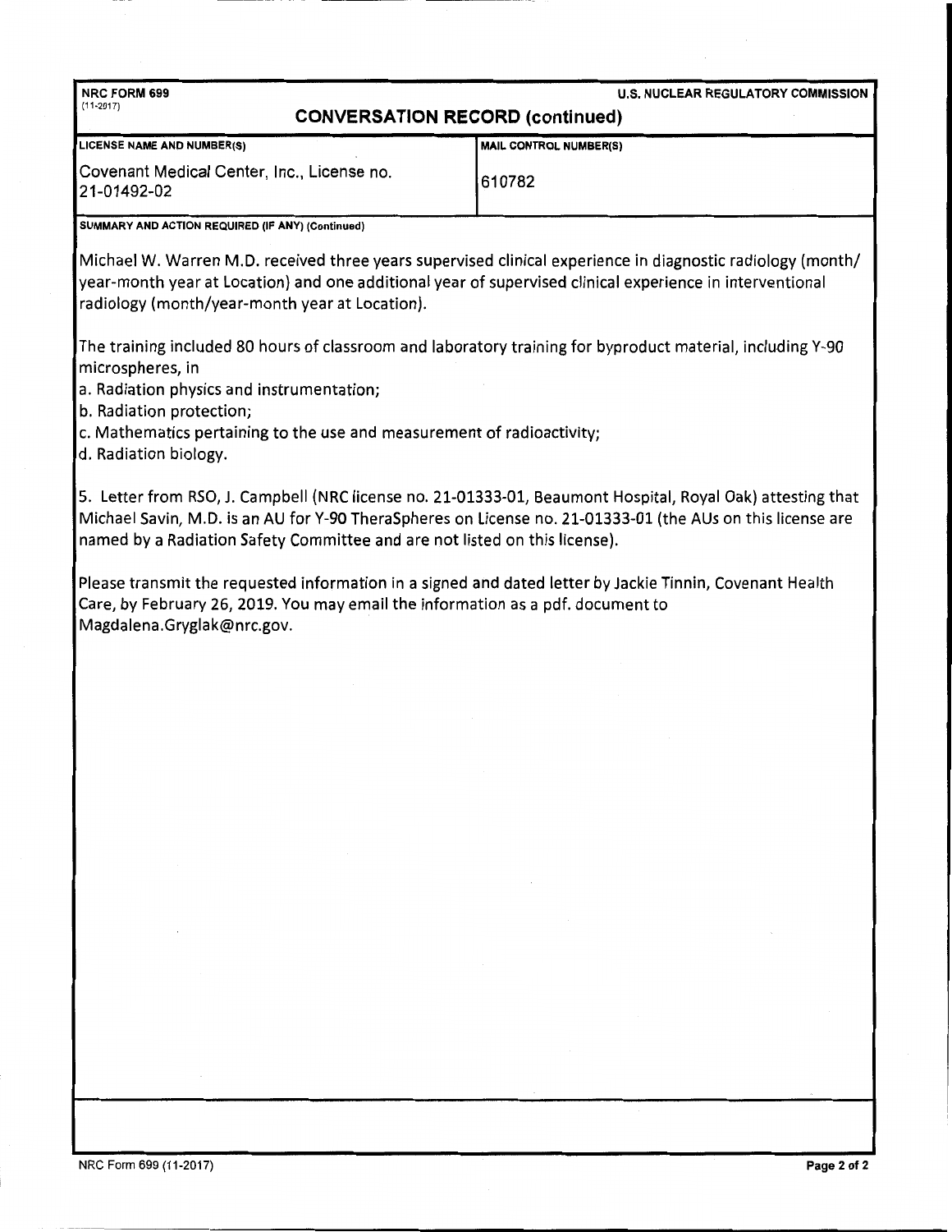NRC FORM 699
(11-2017)

U.S. NUCLEAR REGULATORY COMMISSION

## CONVERSATION RECORD (continued)

| LICENSE NAME AND NUMBER(S) | MAIL CONTROL NUMBER(S) |
|---|---|
| Covenant Medical Center, Inc., License no. 21-01492-02 | 610782 |

**SUMMARY AND ACTION REQUIRED (IF ANY) (Continued)**

Michael W. Warren M.D. received three years supervised clinical experience in diagnostic radiology (month/year-month year at Location) and one additional year of supervised clinical experience in interventional radiology (month/year-month year at Location).

The training included 80 hours of classroom and laboratory training for byproduct material, including Y-90 microspheres, in

a. Radiation physics and instrumentation;
b. Radiation protection;
c. Mathematics pertaining to the use and measurement of radioactivity;
d. Radiation biology.

5. Letter from RSO, J. Campbell (NRC license no. 21-01333-01, Beaumont Hospital, Royal Oak) attesting that Michael Savin, M.D. is an AU for Y-90 TheraSpheres on License no. 21-01333-01 (the AUs on this license are named by a Radiation Safety Committee and are not listed on this license).

Please transmit the requested information in a signed and dated letter by Jackie Tinnin, Covenant Health Care, by February 26, 2019. You may email the information as a pdf. document to Magdalena.Gryglak@nrc.gov.

NRC Form 699 (11-2017)